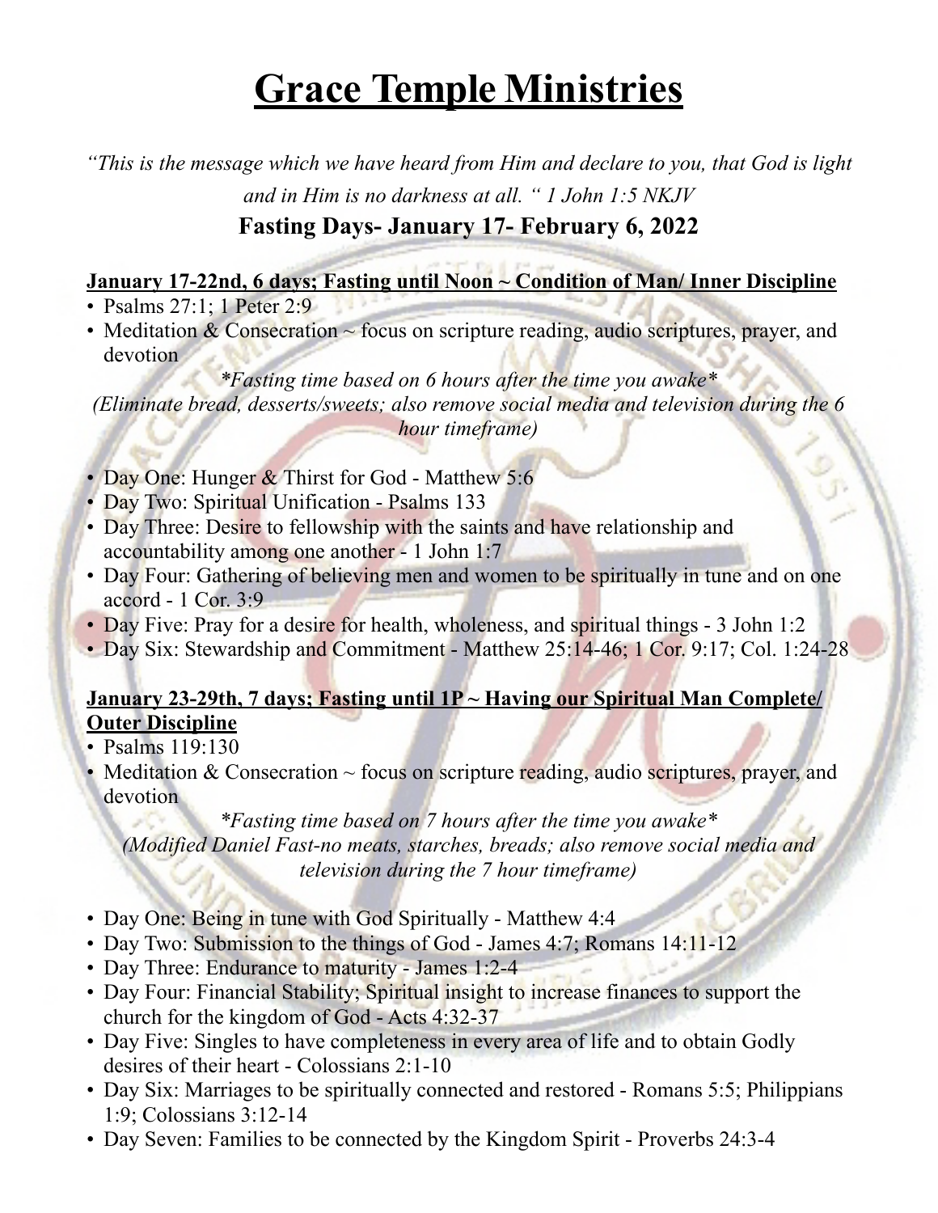# Grace Temple Ministries

*"This is the message which we have heard from Him and declare to you, that God is light and in Him is no darkness at all. " 1 John 1:5 NKJV*

**Fasting Days- January 17- February 6, 2022**

**January 17-22nd, 6 days; Fasting until Noon ~ Condition of Man/ Inner Discipline**

- Psalms 27:1; 1 Peter 2:9
- Meditation & Consecration ~ focus on scripture reading, audio scriptures, prayer, and devotion

*\*Fasting time based on 6 hours after the time you awake\**

*(Eliminate bread, desserts/sweets; also remove social media and television during the 6 hour timeframe)*

- Day One: Hunger & Thirst for God - Matthew 5:6
- Day Two: Spiritual Unification - Psalms 133
- Day Three: Desire to fellowship with the saints and have relationship and accountability among one another - 1 John 1:7
- Day Four: Gathering of believing men and women to be spiritually in tune and on one accord - 1 Cor. 3:9
- Day Five: Pray for a desire for health, wholeness, and spiritual things - 3 John 1:2
- Day Six: Stewardship and Commitment - Matthew 25:14-46; 1 Cor. 9:17; Col. 1:24-28

**January 23-29th, 7 days; Fasting until 1P ~ Having our Spiritual Man Complete/ Outer Discipline**

- Psalms 119:130
- Meditation & Consecration ~ focus on scripture reading, audio scriptures, prayer, and devotion

*\*Fasting time based on 7 hours after the time you awake\**

*(Modified Daniel Fast-no meats, starches, breads; also remove social media and television during the 7 hour timeframe)*

- Day One: Being in tune with God Spiritually - Matthew 4:4
- Day Two: Submission to the things of God - James 4:7; Romans 14:11-12
- Day Three: Endurance to maturity - James 1:2-4
- Day Four: Financial Stability; Spiritual insight to increase finances to support the church for the kingdom of God - Acts 4:32-37
- Day Five: Singles to have completeness in every area of life and to obtain Godly desires of their heart - Colossians 2:1-10
- Day Six: Marriages to be spiritually connected and restored - Romans 5:5; Philippians 1:9; Colossians 3:12-14
- Day Seven: Families to be connected by the Kingdom Spirit - Proverbs 24:3-4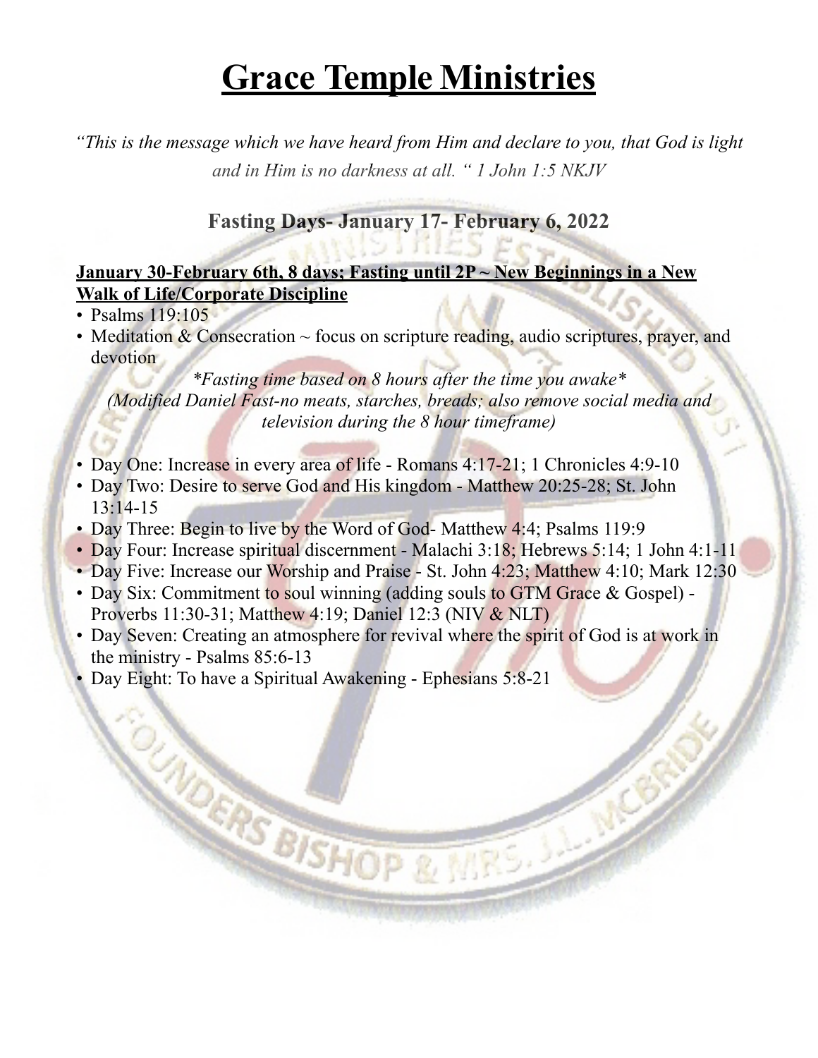# Grace Temple Ministries

*"This is the message which we have heard from Him and declare to you, that God is light and in Him is no darkness at all. " 1 John 1:5 NKJV*

## Fasting Days- January 17- February 6, 2022

**January 30-February 6th, 8 days; Fasting until 2P ~ New Beginnings in a New Walk of Life/Corporate Discipline**

- Psalms 119:105
- Meditation & Consecration ~ focus on scripture reading, audio scriptures, prayer, and devotion

*\*Fasting time based on 8 hours after the time you awake\**
*(Modified Daniel Fast-no meats, starches, breads; also remove social media and television during the 8 hour timeframe)*

- Day One: Increase in every area of life - Romans 4:17-21; 1 Chronicles 4:9-10
- Day Two: Desire to serve God and His kingdom - Matthew 20:25-28; St. John 13:14-15
- Day Three: Begin to live by the Word of God- Matthew 4:4; Psalms 119:9
- Day Four: Increase spiritual discernment - Malachi 3:18; Hebrews 5:14; 1 John 4:1-11
- Day Five: Increase our Worship and Praise - St. John 4:23; Matthew 4:10; Mark 12:30
- Day Six: Commitment to soul winning (adding souls to GTM Grace & Gospel) - Proverbs 11:30-31; Matthew 4:19; Daniel 12:3 (NIV & NLT)
- Day Seven: Creating an atmosphere for revival where the spirit of God is at work in the ministry - Psalms 85:6-13
- Day Eight: To have a Spiritual Awakening - Ephesians 5:8-21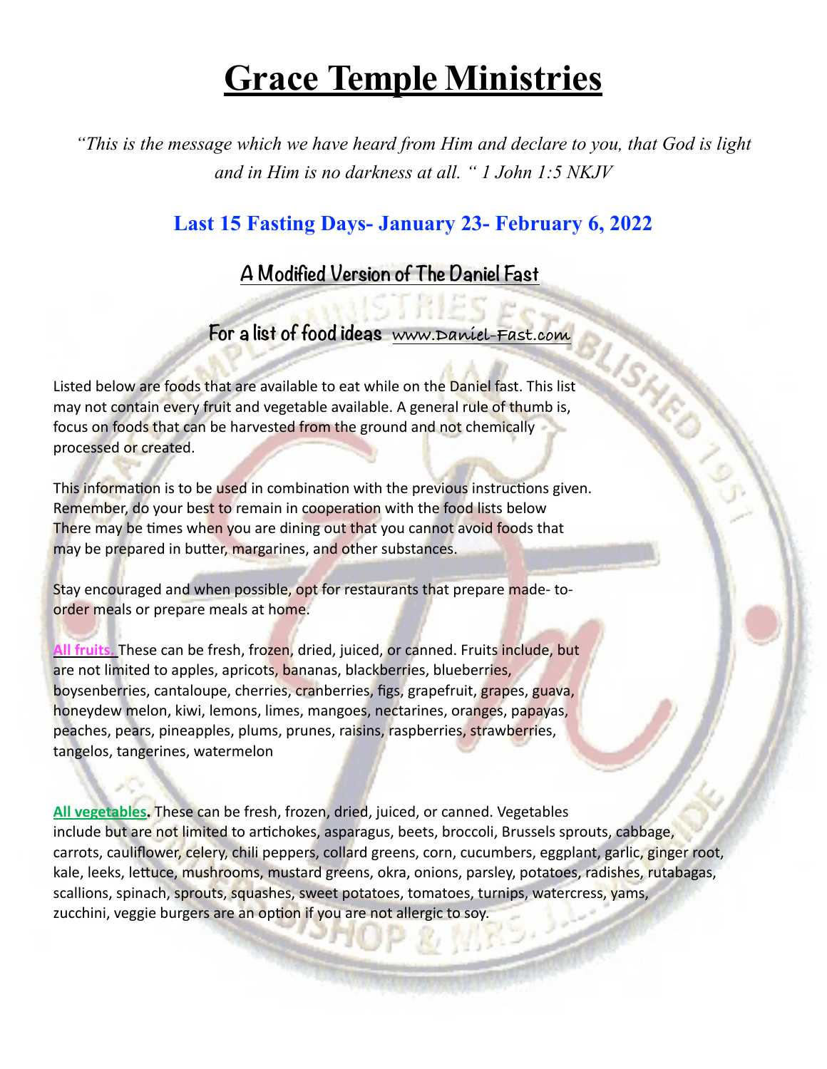# Grace Temple Ministries

*"This is the message which we have heard from Him and declare to you, that God is light and in Him is no darkness at all. " 1 John 1:5 NKJV*

## Last 15 Fasting Days- January 23- February 6, 2022

### A Modified Version of The Daniel Fast

### For a list of food ideas www.Daniel-Fast.com

Listed below are foods that are available to eat while on the Daniel fast. This list may not contain every fruit and vegetable available. A general rule of thumb is, focus on foods that can be harvested from the ground and not chemically processed or created.

This information is to be used in combination with the previous instructions given. Remember, do your best to remain in cooperation with the food lists below There may be times when you are dining out that you cannot avoid foods that may be prepared in butter, margarines, and other substances.

Stay encouraged and when possible, opt for restaurants that prepare made- to-order meals or prepare meals at home.

**All fruits.** These can be fresh, frozen, dried, juiced, or canned. Fruits include, but are not limited to apples, apricots, bananas, blackberries, blueberries, boysenberries, cantaloupe, cherries, cranberries, figs, grapefruit, grapes, guava, honeydew melon, kiwi, lemons, limes, mangoes, nectarines, oranges, papayas, peaches, pears, pineapples, plums, prunes, raisins, raspberries, strawberries, tangelos, tangerines, watermelon

**All vegetables.** These can be fresh, frozen, dried, juiced, or canned. Vegetables include but are not limited to artichokes, asparagus, beets, broccoli, Brussels sprouts, cabbage, carrots, cauliflower, celery, chili peppers, collard greens, corn, cucumbers, eggplant, garlic, ginger root, kale, leeks, lettuce, mushrooms, mustard greens, okra, onions, parsley, potatoes, radishes, rutabagas, scallions, spinach, sprouts, squashes, sweet potatoes, tomatoes, turnips, watercress, yams, zucchini, veggie burgers are an option if you are not allergic to soy.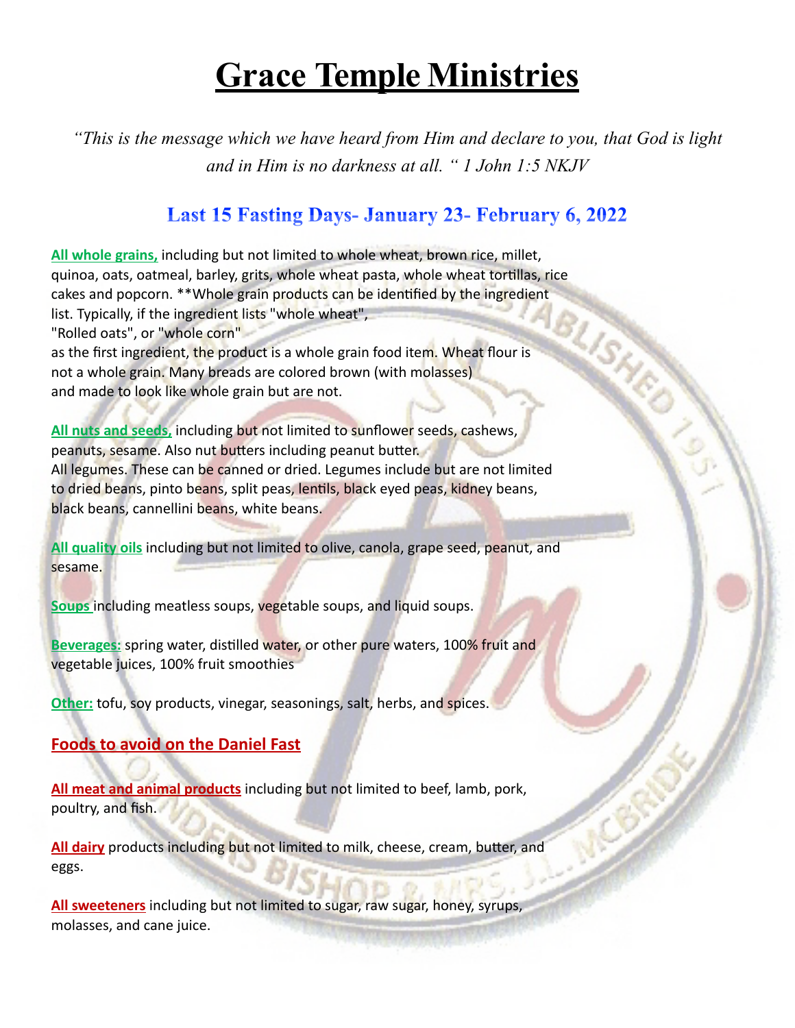# Grace Temple Ministries

*"This is the message which we have heard from Him and declare to you, that God is light and in Him is no darkness at all. " 1 John 1:5 NKJV*

## Last 15 Fasting Days- January 23- February 6, 2022

**All whole grains,** including but not limited to whole wheat, brown rice, millet, quinoa, oats, oatmeal, barley, grits, whole wheat pasta, whole wheat tortillas, rice cakes and popcorn. **Whole grain products can be identified by the ingredient list. Typically, if the ingredient lists "whole wheat", "Rolled oats", or "whole corn" as the first ingredient, the product is a whole grain food item. Wheat flour is not a whole grain. Many breads are colored brown (with molasses) and made to look like whole grain but are not.

**All nuts and seeds,** including but not limited to sunflower seeds, cashews, peanuts, sesame. Also nut butters including peanut butter. All legumes. These can be canned or dried. Legumes include but are not limited to dried beans, pinto beans, split peas, lentils, black eyed peas, kidney beans, black beans, cannellini beans, white beans.

**All quality oils** including but not limited to olive, canola, grape seed, peanut, and sesame.

**Soups** including meatless soups, vegetable soups, and liquid soups.

**Beverages:** spring water, distilled water, or other pure waters, 100% fruit and vegetable juices, 100% fruit smoothies

**Other:** tofu, soy products, vinegar, seasonings, salt, herbs, and spices.

### Foods to avoid on the Daniel Fast

**All meat and animal products** including but not limited to beef, lamb, pork, poultry, and fish.

**All dairy** products including but not limited to milk, cheese, cream, butter, and eggs.

**All sweeteners** including but not limited to sugar, raw sugar, honey, syrups, molasses, and cane juice.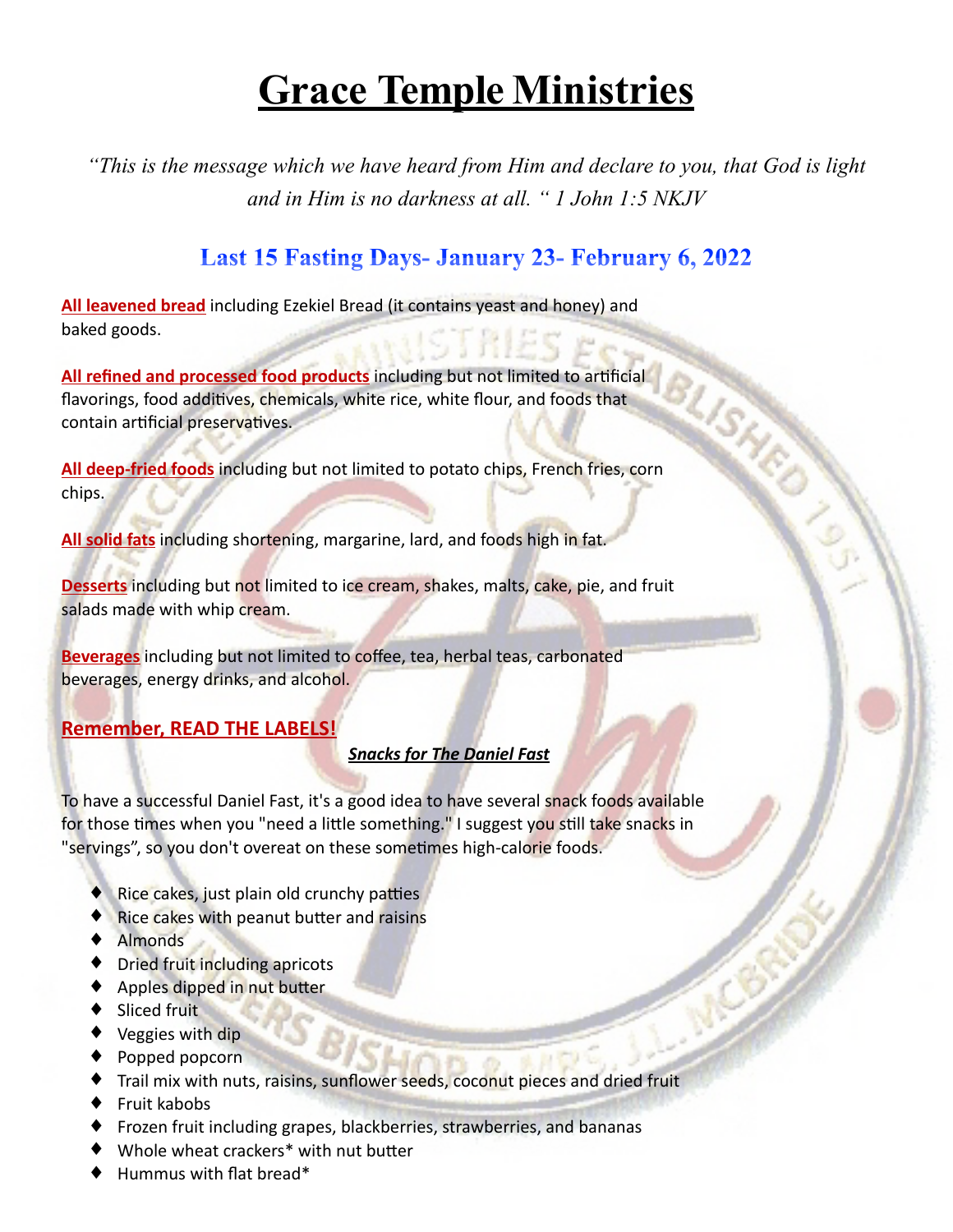# Grace Temple Ministries

*"This is the message which we have heard from Him and declare to you, that God is light and in Him is no darkness at all. " 1 John 1:5 NKJV*

## Last 15 Fasting Days- January 23- February 6, 2022

**All leavened bread** including Ezekiel Bread (it contains yeast and honey) and baked goods.

**All refined and processed food products** including but not limited to artificial flavorings, food additives, chemicals, white rice, white flour, and foods that contain artificial preservatives.

**All deep-fried foods** including but not limited to potato chips, French fries, corn chips.

**All solid fats** including shortening, margarine, lard, and foods high in fat.

**Desserts** including but not limited to ice cream, shakes, malts, cake, pie, and fruit salads made with whip cream.

**Beverages** including but not limited to coffee, tea, herbal teas, carbonated beverages, energy drinks, and alcohol.

**Remember, READ THE LABELS!**

***Snacks for The Daniel Fast***

To have a successful Daniel Fast, it's a good idea to have several snack foods available for those times when you "need a little something." I suggest you still take snacks in "servings", so you don't overeat on these sometimes high-calorie foods.

- Rice cakes, just plain old crunchy patties
- Rice cakes with peanut butter and raisins
- Almonds
- Dried fruit including apricots
- Apples dipped in nut butter
- Sliced fruit
- Veggies with dip
- Popped popcorn
- Trail mix with nuts, raisins, sunflower seeds, coconut pieces and dried fruit
- Fruit kabobs
- Frozen fruit including grapes, blackberries, strawberries, and bananas
- Whole wheat crackers* with nut butter
- Hummus with flat bread*